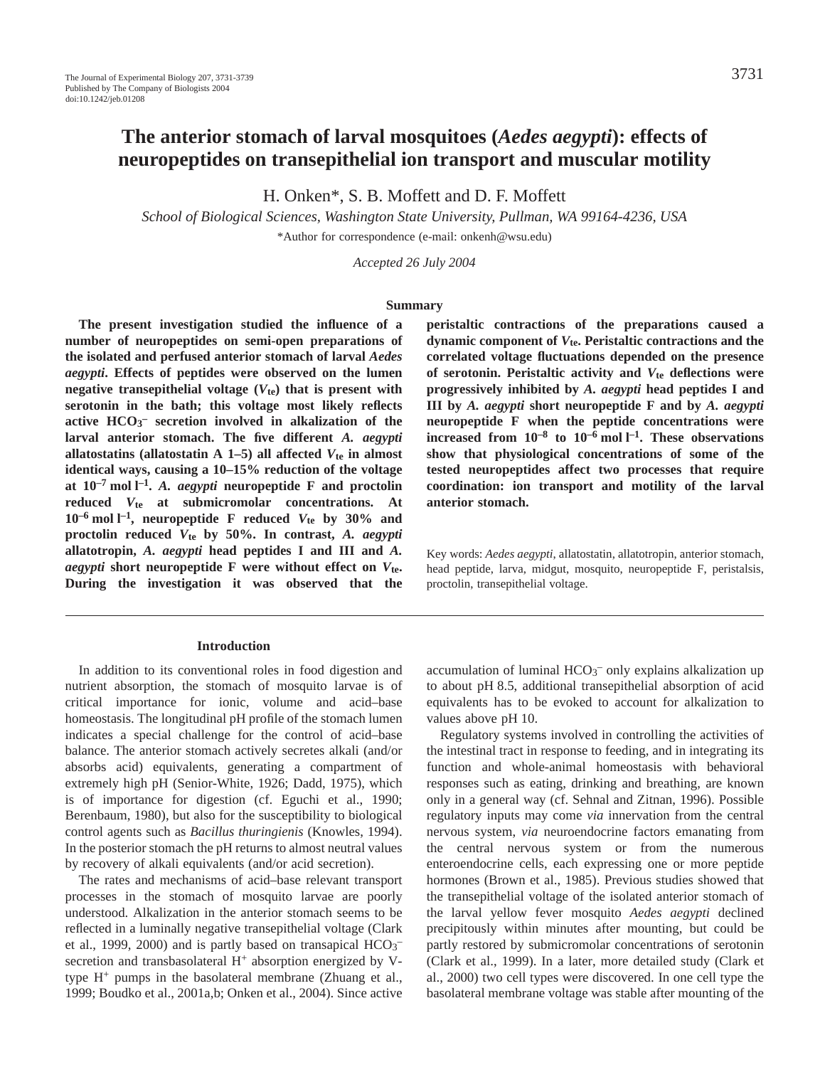# The anterior stomach of larval mosquitoes (*Aedes aegypti*): effects of neuropeptides on transepithelial ion transport and muscular motility

H. Onken*, S. B. Moffett and D. F. Moffett

*School of Biological Sciences, Washington State University, Pullman, WA 99164-4236, USA*

*Author for correspondence (e-mail: onkenh@wsu.edu)

*Accepted 26 July 2004*

## Summary

**The present investigation studied the influence of a number of neuropeptides on semi-open preparations of the isolated and perfused anterior stomach of larval *Aedes aegypti*. Effects of peptides were observed on the lumen negative transepithelial voltage ($V_{te}$) that is present with serotonin in the bath; this voltage most likely reflects active $HCO_3^-$ secretion involved in alkalization of the larval anterior stomach. The five different *A. aegypti* allatostatins (allatostatin A 1–5) all affected $V_{te}$ in almost identical ways, causing a 10–15% reduction of the voltage at $10^{-7}$ mol $l^{-1}$. *A. aegypti* neuropeptide F and proctolin reduced $V_{te}$ at submicromolar concentrations. At $10^{-6}$ mol $l^{-1}$, neuropeptide F reduced $V_{te}$ by 30% and proctolin reduced $V_{te}$ by 50%. In contrast, *A. aegypti* allatotropin, *A. aegypti* head peptides I and III and *A. aegypti* short neuropeptide F were without effect on $V_{te}$. During the investigation it was observed that the peristaltic contractions of the preparations caused a dynamic component of $V_{te}$. Peristaltic contractions and the correlated voltage fluctuations depended on the presence of serotonin. Peristaltic activity and $V_{te}$ deflections were progressively inhibited by *A. aegypti* head peptides I and III by *A. aegypti* short neuropeptide F and by *A. aegypti* neuropeptide F when the peptide concentrations were increased from $10^{-8}$ to $10^{-6}$ mol $l^{-1}$. These observations show that physiological concentrations of some of the tested neuropeptides affect two processes that require coordination: ion transport and motility of the larval anterior stomach.**

Key words: *Aedes aegypti*, allatostatin, allatotropin, anterior stomach, head peptide, larva, midgut, mosquito, neuropeptide F, peristalsis, proctolin, transepithelial voltage.

## Introduction

In addition to its conventional roles in food digestion and nutrient absorption, the stomach of mosquito larvae is of critical importance for ionic, volume and acid–base homeostasis. The longitudinal pH profile of the stomach lumen indicates a special challenge for the control of acid–base balance. The anterior stomach actively secretes alkali (and/or absorbs acid) equivalents, generating a compartment of extremely high pH (Senior-White, 1926; Dadd, 1975), which is of importance for digestion (cf. Eguchi et al., 1990; Berenbaum, 1980), but also for the susceptibility to biological control agents such as *Bacillus thuringienis* (Knowles, 1994). In the posterior stomach the pH returns to almost neutral values by recovery of alkali equivalents (and/or acid secretion).

The rates and mechanisms of acid–base relevant transport processes in the stomach of mosquito larvae are poorly understood. Alkalization in the anterior stomach seems to be reflected in a luminally negative transepithelial voltage (Clark et al., 1999, 2000) and is partly based on transapical $HCO_3^-$ secretion and transbasolateral $H^+$ absorption energized by V-type $H^+$ pumps in the basolateral membrane (Zhuang et al., 1999; Boudko et al., 2001a,b; Onken et al., 2004). Since active accumulation of luminal $HCO_3^-$ only explains alkalization up to about pH 8.5, additional transepithelial absorption of acid equivalents has to be evoked to account for alkalization to values above pH 10.

Regulatory systems involved in controlling the activities of the intestinal tract in response to feeding, and in integrating its function and whole-animal homeostasis with behavioral responses such as eating, drinking and breathing, are known only in a general way (cf. Sehnal and Zitnan, 1996). Possible regulatory inputs may come *via* innervation from the central nervous system, *via* neuroendocrine factors emanating from the central nervous system or from the numerous enteroendocrine cells, each expressing one or more peptide hormones (Brown et al., 1985). Previous studies showed that the transepithelial voltage of the isolated anterior stomach of the larval yellow fever mosquito *Aedes aegypti* declined precipitously within minutes after mounting, but could be partly restored by submicromolar concentrations of serotonin (Clark et al., 1999). In a later, more detailed study (Clark et al., 2000) two cell types were discovered. In one cell type the basolateral membrane voltage was stable after mounting of the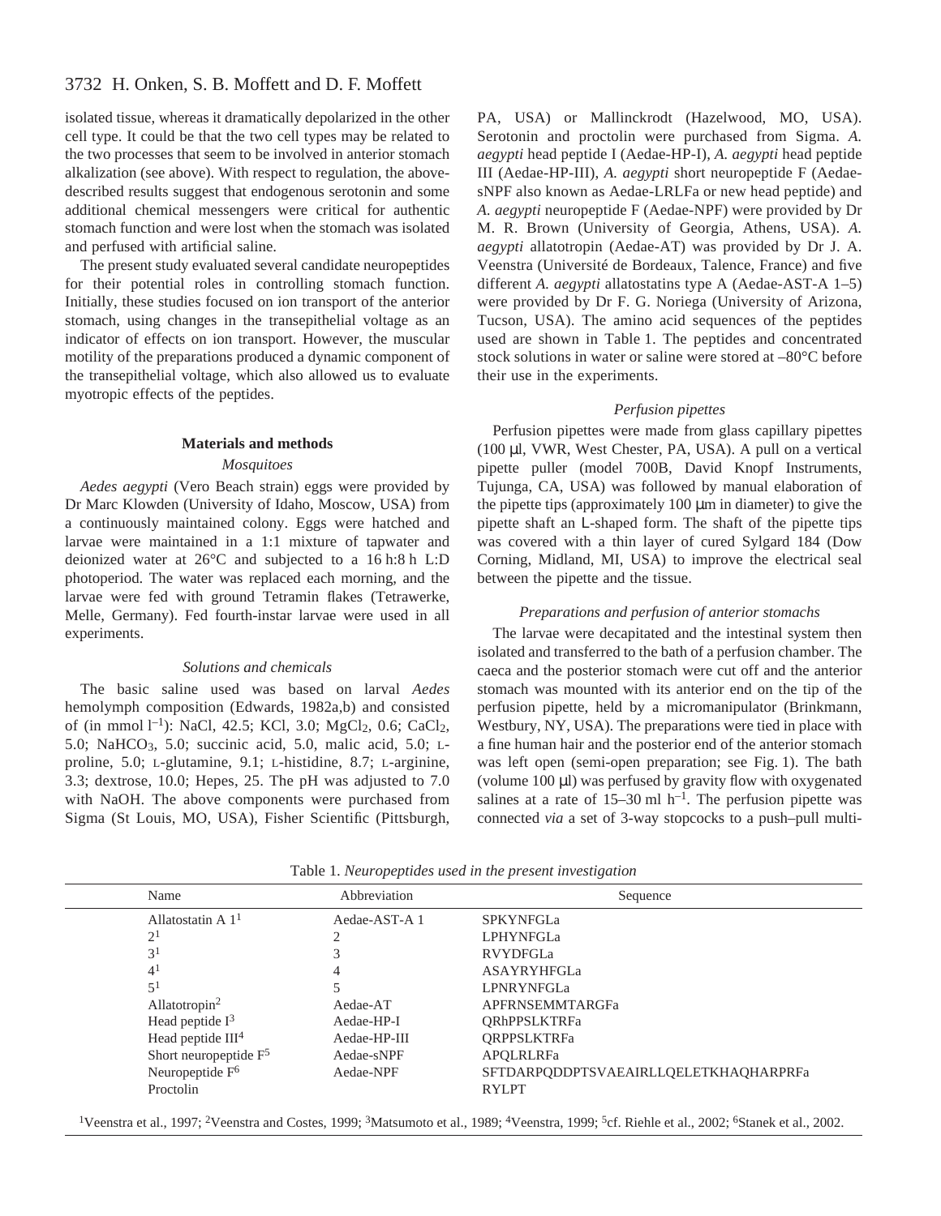isolated tissue, whereas it dramatically depolarized in the other cell type. It could be that the two cell types may be related to the two processes that seem to be involved in anterior stomach alkalization (see above). With respect to regulation, the above-described results suggest that endogenous serotonin and some additional chemical messengers were critical for authentic stomach function and were lost when the stomach was isolated and perfused with artificial saline.

The present study evaluated several candidate neuropeptides for their potential roles in controlling stomach function. Initially, these studies focused on ion transport of the anterior stomach, using changes in the transepithelial voltage as an indicator of effects on ion transport. However, the muscular motility of the preparations produced a dynamic component of the transepithelial voltage, which also allowed us to evaluate myotropic effects of the peptides.

## Materials and methods

### *Mosquitoes*

*Aedes aegypti* (Vero Beach strain) eggs were provided by Dr Marc Klowden (University of Idaho, Moscow, USA) from a continuously maintained colony. Eggs were hatched and larvae were maintained in a 1:1 mixture of tapwater and deionized water at 26°C and subjected to a 16 h:8 h L:D photoperiod. The water was replaced each morning, and the larvae were fed with ground Tetramin flakes (Tetrawerke, Melle, Germany). Fed fourth-instar larvae were used in all experiments.

### *Solutions and chemicals*

The basic saline used was based on larval *Aedes* hemolymph composition (Edwards, 1982a,b) and consisted of (in mmol $l^{-1}$): NaCl, 42.5; KCl, 3.0; $MgCl_2$, 0.6; $CaCl_2$, 5.0; $NaHCO_3$, 5.0; succinic acid, 5.0, malic acid, 5.0; L-proline, 5.0; L-glutamine, 9.1; L-histidine, 8.7; L-arginine, 3.3; dextrose, 10.0; Hepes, 25. The pH was adjusted to 7.0 with NaOH. The above components were purchased from Sigma (St Louis, MO, USA), Fisher Scientific (Pittsburgh, PA, USA) or Mallinckrodt (Hazelwood, MO, USA). Serotonin and proctolin were purchased from Sigma. *A. aegypti* head peptide I (Aedae-HP-I), *A. aegypti* head peptide III (Aedae-HP-III), *A. aegypti* short neuropeptide F (Aedae-sNPF also known as Aedae-LRLFa or new head peptide) and *A. aegypti* neuropeptide F (Aedae-NPF) were provided by Dr M. R. Brown (University of Georgia, Athens, USA). *A. aegypti* allatotropin (Aedae-AT) was provided by Dr J. A. Veenstra (Université de Bordeaux, Talence, France) and five different *A. aegypti* allatostatins type A (Aedae-AST-A 1–5) were provided by Dr F. G. Noriega (University of Arizona, Tucson, USA). The amino acid sequences of the peptides used are shown in Table 1. The peptides and concentrated stock solutions in water or saline were stored at –80°C before their use in the experiments.

### *Perfusion pipettes*

Perfusion pipettes were made from glass capillary pipettes (100 µl, VWR, West Chester, PA, USA). A pull on a vertical pipette puller (model 700B, David Knopf Instruments, Tujunga, CA, USA) was followed by manual elaboration of the pipette tips (approximately 100 µm in diameter) to give the pipette shaft an L-shaped form. The shaft of the pipette tips was covered with a thin layer of cured Sylgard 184 (Dow Corning, Midland, MI, USA) to improve the electrical seal between the pipette and the tissue.

### *Preparations and perfusion of anterior stomachs*

The larvae were decapitated and the intestinal system then isolated and transferred to the bath of a perfusion chamber. The caeca and the posterior stomach were cut off and the anterior stomach was mounted with its anterior end on the tip of the perfusion pipette, held by a micromanipulator (Brinkmann, Westbury, NY, USA). The preparations were tied in place with a fine human hair and the posterior end of the anterior stomach was left open (semi-open preparation; see Fig. 1). The bath (volume 100 µl) was perfused by gravity flow with oxygenated salines at a rate of 15–30 ml $h^{-1}$. The perfusion pipette was connected *via* a set of 3-way stopcocks to a push–pull multi-

Table 1. *Neuropeptides used in the present investigation*

| Name | Abbreviation | Sequence |
|---|---|---|
| Allatostatin A 1[1] | Aedae-AST-A 1 | SPKYNFGLa |
| 2[1] | 2 | LPHYNFGLa |
| 3[1] | 3 | RVYDFGLa |
| 4[1] | 4 | ASAYRYHFGLa |
| 5[1] | 5 | LPNRYNFGLa |
| Allatotropin[2] | Aedae-AT | APFRNSEMMTARGFa |
| Head peptide I[3] | Aedae-HP-I | QRhPPSLKTRFa |
| Head peptide III[4] | Aedae-HP-III | QRPPSLKTRFa |
| Short neuropeptide F[5] | Aedae-sNPF | APQLRLRFa |
| Neuropeptide F[6] | Aedae-NPF | SFTDARPQDDPTSVAEAIRLLQELETKHAQHARPRFa |
| Proctolin | | RYLPT |

[1]Veenstra et al., 1997; [2]Veenstra and Costes, 1999; [3]Matsumoto et al., 1989; [4]Veenstra, 1999; [5]cf. Riehle et al., 2002; [6]Stanek et al., 2002.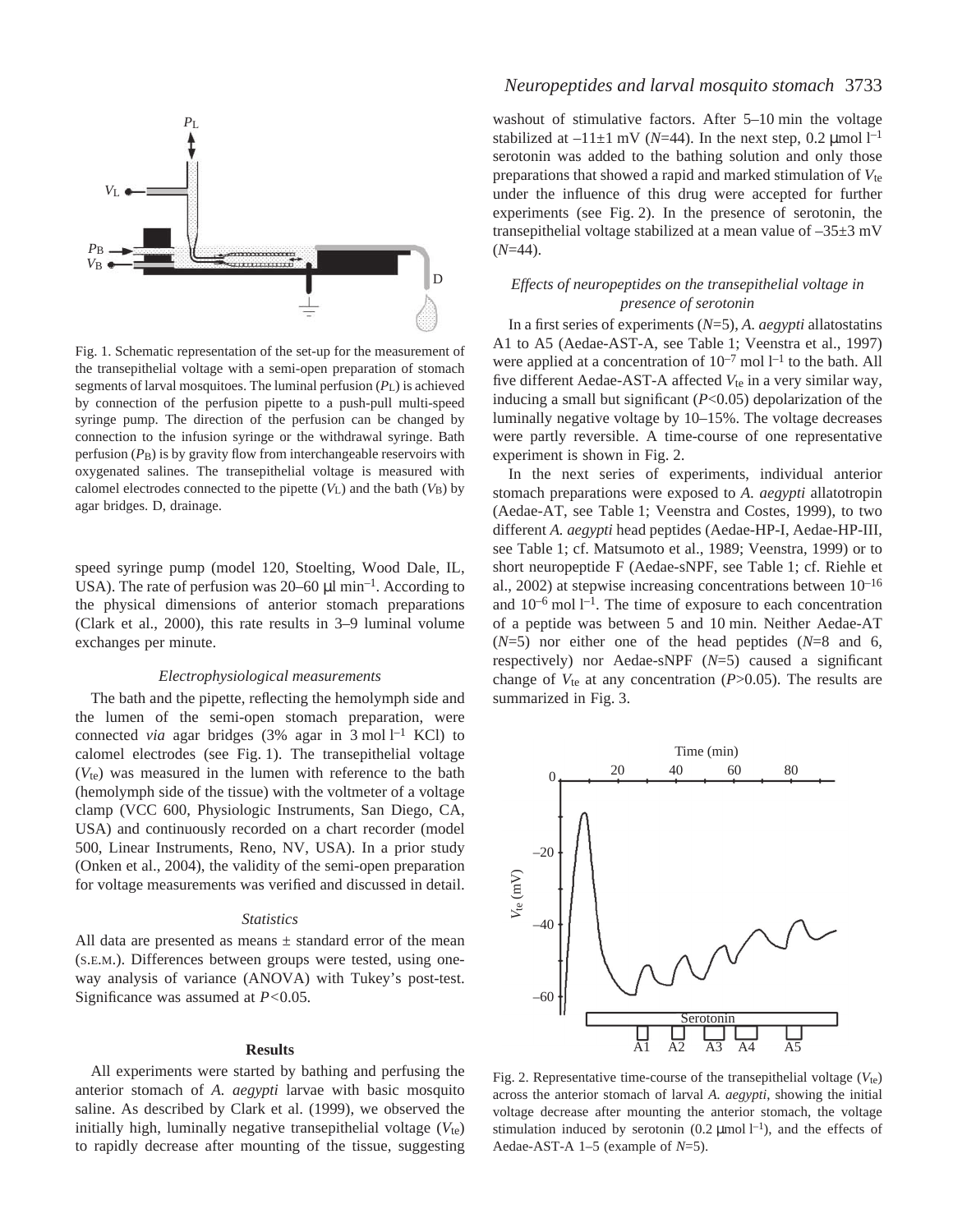Fig. 1. Schematic representation of the set-up for the measurement of the transepithelial voltage with a semi-open preparation of stomach segments of larval mosquitoes. The luminal perfusion ($P_L$) is achieved by connection of the perfusion pipette to a push-pull multi-speed syringe pump. The direction of the perfusion can be changed by connection to the infusion syringe or the withdrawal syringe. Bath perfusion ($P_B$) is by gravity flow from interchangeable reservoirs with oxygenated salines. The transepithelial voltage is measured with calomel electrodes connected to the pipette ($V_L$) and the bath ($V_B$) by agar bridges. D, drainage.

speed syringe pump (model 120, Stoelting, Wood Dale, IL, USA). The rate of perfusion was 20–60 μl $min^{-1}$. According to the physical dimensions of anterior stomach preparations (Clark et al., 2000), this rate results in 3–9 luminal volume exchanges per minute.

### *Electrophysiological measurements*

The bath and the pipette, reflecting the hemolymph side and the lumen of the semi-open stomach preparation, were connected *via* agar bridges (3% agar in 3 mol $l^{-1}$ KCl) to calomel electrodes (see Fig. 1). The transepithelial voltage ($V_{te}$) was measured in the lumen with reference to the bath (hemolymph side of the tissue) with the voltmeter of a voltage clamp (VCC 600, Physiologic Instruments, San Diego, CA, USA) and continuously recorded on a chart recorder (model 500, Linear Instruments, Reno, NV, USA). In a prior study (Onken et al., 2004), the validity of the semi-open preparation for voltage measurements was verified and discussed in detail.

### *Statistics*

All data are presented as means ± standard error of the mean (S.E.M.). Differences between groups were tested, using one-way analysis of variance (ANOVA) with Tukey's post-test. Significance was assumed at $P<0.05$.

## Results

All experiments were started by bathing and perfusing the anterior stomach of *A. aegypti* larvae with basic mosquito saline. As described by Clark et al. (1999), we observed the initially high, luminally negative transepithelial voltage ($V_{te}$) to rapidly decrease after mounting of the tissue, suggesting washout of stimulative factors. After 5–10 min the voltage stabilized at –11±1 mV ($N$=44). In the next step, 0.2 μmol $l^{-1}$ serotonin was added to the bathing solution and only those preparations that showed a rapid and marked stimulation of $V_{te}$ under the influence of this drug were accepted for further experiments (see Fig. 2). In the presence of serotonin, the transepithelial voltage stabilized at a mean value of –35±3 mV ($N$=44).

### *Effects of neuropeptides on the transepithelial voltage in presence of serotonin*

In a first series of experiments ($N$=5), *A. aegypti* allatostatins A1 to A5 (Aedae-AST-A, see Table 1; Veenstra et al., 1997) were applied at a concentration of $10^{-7}$ mol $l^{-1}$ to the bath. All five different Aedae-AST-A affected $V_{te}$ in a very similar way, inducing a small but significant ($P<0.05$) depolarization of the luminally negative voltage by 10–15%. The voltage decreases were partly reversible. A time-course of one representative experiment is shown in Fig. 2.

In the next series of experiments, individual anterior stomach preparations were exposed to *A. aegypti* allatotropin (Aedae-AT, see Table 1; Veenstra and Costes, 1999), to two different *A. aegypti* head peptides (Aedae-HP-I, Aedae-HP-III, see Table 1; cf. Matsumoto et al., 1989; Veenstra, 1999) or to short neuropeptide F (Aedae-sNPF, see Table 1; cf. Riehle et al., 2002) at stepwise increasing concentrations between $10^{-16}$ and $10^{-6}$ mol $l^{-1}$. The time of exposure to each concentration of a peptide was between 5 and 10 min. Neither Aedae-AT ($N$=5) nor either one of the head peptides ($N$=8 and 6, respectively) nor Aedae-sNPF ($N$=5) caused a significant change of $V_{te}$ at any concentration ($P>0.05$). The results are summarized in Fig. 3.

Fig. 2. Representative time-course of the transepithelial voltage ($V_{te}$) across the anterior stomach of larval *A. aegypti*, showing the initial voltage decrease after mounting the anterior stomach, the voltage stimulation induced by serotonin (0.2 μmol $l^{-1}$), and the effects of Aedae-AST-A 1–5 (example of $N$=5).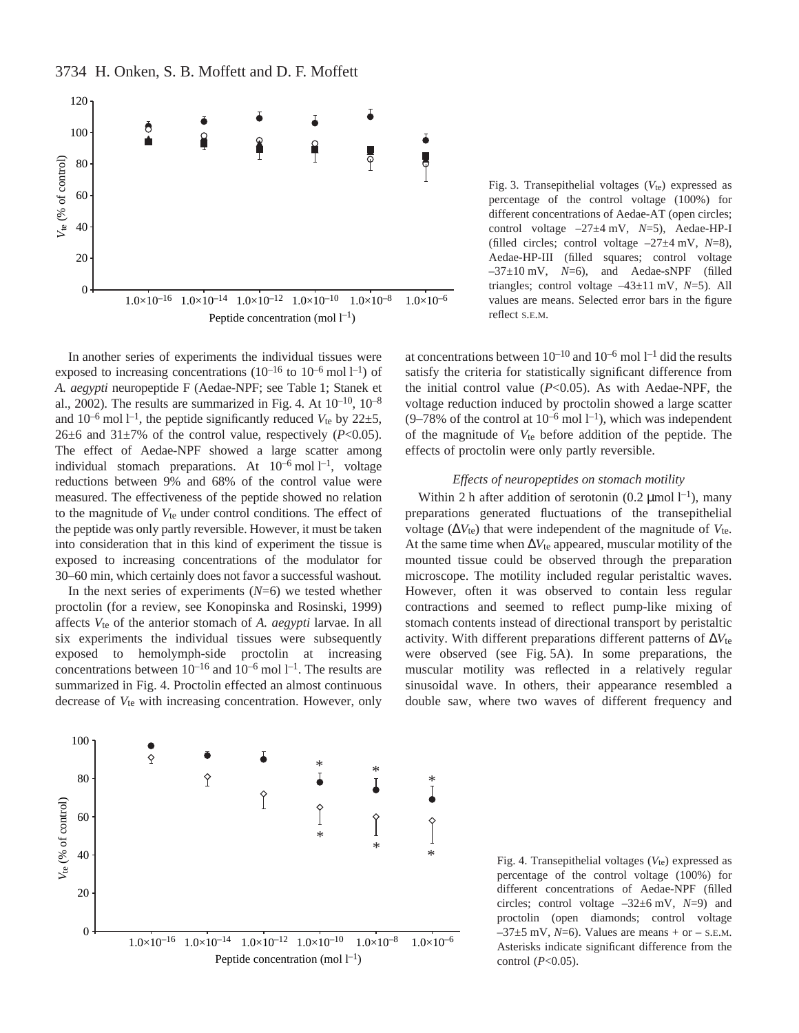Fig. 3. Transepithelial voltages ($V_{te}$) expressed as percentage of the control voltage (100%) for different concentrations of Aedae-AT (open circles; control voltage –27±4 mV, $N$=5), Aedae-HP-I (filled circles; control voltage –27±4 mV, $N$=8), Aedae-HP-III (filled squares; control voltage –37±10 mV, $N$=6), and Aedae-sNPF (filled triangles; control voltage –43±11 mV, $N$=5). All values are means. Selected error bars in the figure reflect S.E.M.

In another series of experiments the individual tissues were exposed to increasing concentrations ($10^{-16}$ to $10^{-6}$ mol $l^{-1}$) of *A. aegypti* neuropeptide F (Aedae-NPF; see Table 1; Stanek et al., 2002). The results are summarized in Fig. 4. At $10^{-10}$, $10^{-8}$ and $10^{-6}$ mol $l^{-1}$, the peptide significantly reduced $V_{te}$ by 22±5, 26±6 and 31±7% of the control value, respectively ($P$<0.05). The effect of Aedae-NPF showed a large scatter among individual stomach preparations. At $10^{-6}$ mol $l^{-1}$, voltage reductions between 9% and 68% of the control value were measured. The effectiveness of the peptide showed no relation to the magnitude of $V_{te}$ under control conditions. The effect of the peptide was only partly reversible. However, it must be taken into consideration that in this kind of experiment the tissue is exposed to increasing concentrations of the modulator for 30–60 min, which certainly does not favor a successful washout.

In the next series of experiments ($N$=6) we tested whether proctolin (for a review, see Konopinska and Rosinski, 1999) affects $V_{te}$ of the anterior stomach of *A. aegypti* larvae. In all six experiments the individual tissues were subsequently exposed to hemolymph-side proctolin at increasing concentrations between $10^{-16}$ and $10^{-6}$ mol $l^{-1}$. The results are summarized in Fig. 4. Proctolin effected an almost continuous decrease of $V_{te}$ with increasing concentration. However, only at concentrations between $10^{-10}$ and $10^{-6}$ mol $l^{-1}$ did the results satisfy the criteria for statistically significant difference from the initial control value ($P$<0.05). As with Aedae-NPF, the voltage reduction induced by proctolin showed a large scatter (9–78% of the control at $10^{-6}$ mol $l^{-1}$), which was independent of the magnitude of $V_{te}$ before addition of the peptide. The effects of proctolin were only partly reversible.

### *Effects of neuropeptides on stomach motility*

Within 2 h after addition of serotonin (0.2 μmol $l^{-1}$), many preparations generated fluctuations of the transepithelial voltage ($\Delta V_{te}$) that were independent of the magnitude of $V_{te}$. At the same time when $\Delta V_{te}$ appeared, muscular motility of the mounted tissue could be observed through the preparation microscope. The motility included regular peristaltic waves. However, often it was observed to contain less regular contractions and seemed to reflect pump-like mixing of stomach contents instead of directional transport by peristaltic activity. With different preparations different patterns of $\Delta V_{te}$ were observed (see Fig. 5A). In some preparations, the muscular motility was reflected in a relatively regular sinusoidal wave. In others, their appearance resembled a double saw, where two waves of different frequency and

Fig. 4. Transepithelial voltages ($V_{te}$) expressed as percentage of the control voltage (100%) for different concentrations of Aedae-NPF (filled circles; control voltage –32±6 mV, $N$=9) and proctolin (open diamonds; control voltage –37±5 mV, $N$=6). Values are means + or – S.E.M. Asterisks indicate significant difference from the control ($P$<0.05).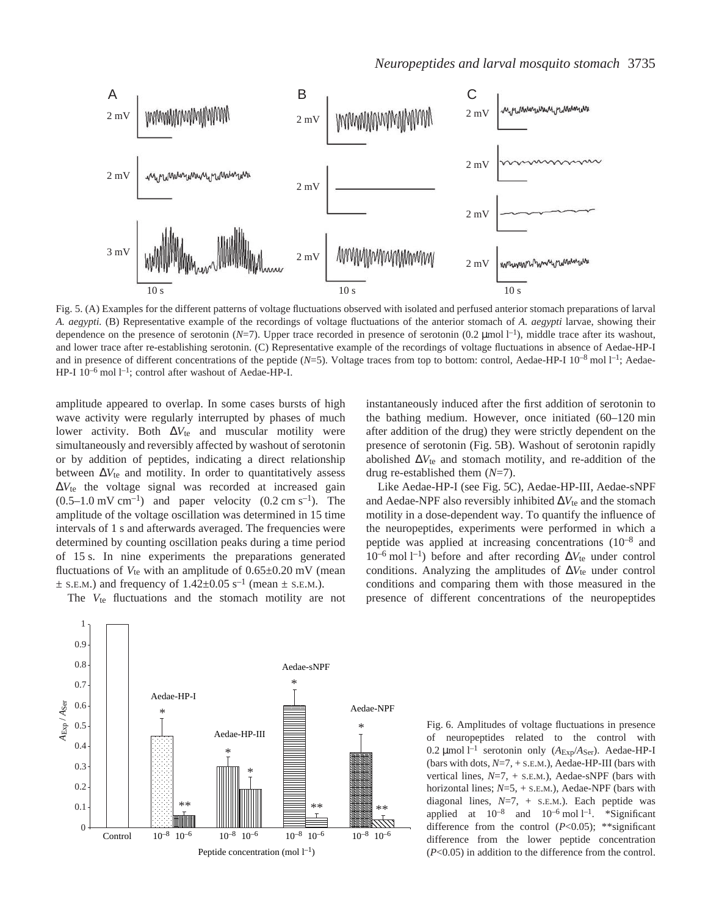Fig. 5. (A) Examples for the different patterns of voltage fluctuations observed with isolated and perfused anterior stomach preparations of larval *A. aegypti*. (B) Representative example of the recordings of voltage fluctuations of the anterior stomach of *A. aegypti* larvae, showing their dependence on the presence of serotonin ($N$=7). Upper trace recorded in presence of serotonin (0.2 μmol l$^{-1}$), middle trace after its washout, and lower trace after re-establishing serotonin. (C) Representative example of the recordings of voltage fluctuations in absence of Aedae-HP-I and in presence of different concentrations of the peptide ($N$=5). Voltage traces from top to bottom: control, Aedae-HP-I $10^{-8}$ mol l$^{-1}$; Aedae-HP-I $10^{-6}$ mol l$^{-1}$; control after washout of Aedae-HP-I.

amplitude appeared to overlap. In some cases bursts of high wave activity were regularly interrupted by phases of much lower activity. Both $\Delta V_{te}$ and muscular motility were simultaneously and reversibly affected by washout of serotonin or by addition of peptides, indicating a direct relationship between $\Delta V_{te}$ and motility. In order to quantitatively assess $\Delta V_{te}$ the voltage signal was recorded at increased gain (0.5–1.0 mV cm$^{-1}$) and paper velocity (0.2 cm s$^{-1}$). The amplitude of the voltage oscillation was determined in 15 time intervals of 1 s and afterwards averaged. The frequencies were determined by counting oscillation peaks during a time period of 15 s. In nine experiments the preparations generated fluctuations of $V_{te}$ with an amplitude of 0.65±0.20 mV (mean ± S.E.M.) and frequency of 1.42±0.05 s$^{-1}$ (mean ± S.E.M.).

The $V_{te}$ fluctuations and the stomach motility are not instantaneously induced after the first addition of serotonin to the bathing medium. However, once initiated (60–120 min after addition of the drug) they were strictly dependent on the presence of serotonin (Fig. 5B). Washout of serotonin rapidly abolished $\Delta V_{te}$ and stomach motility, and re-addition of the drug re-established them ($N$=7).

Like Aedae-HP-I (see Fig. 5C), Aedae-HP-III, Aedae-sNPF and Aedae-NPF also reversibly inhibited $\Delta V_{te}$ and the stomach motility in a dose-dependent way. To quantify the influence of the neuropeptides, experiments were performed in which a peptide was applied at increasing concentrations ($10^{-8}$ and $10^{-6}$ mol l$^{-1}$) before and after recording $\Delta V_{te}$ under control conditions. Analyzing the amplitudes of $\Delta V_{te}$ under control conditions and comparing them with those measured in the presence of different concentrations of the neuropeptides

Fig. 6. Amplitudes of voltage fluctuations in presence of neuropeptides related to the control with 0.2 μmol l$^{-1}$ serotonin only ($A_{Exp}/A_{Ser}$). Aedae-HP-I (bars with dots, $N$=7, + S.E.M.), Aedae-HP-III (bars with vertical lines, $N$=7, + S.E.M.), Aedae-sNPF (bars with horizontal lines; $N$=5, + S.E.M.), Aedae-NPF (bars with diagonal lines, $N$=7, + S.E.M.). Each peptide was applied at $10^{-8}$ and $10^{-6}$ mol l$^{-1}$. *Significant difference from the control ($P$<0.05); **significant difference from the lower peptide concentration ($P$<0.05) in addition to the difference from the control.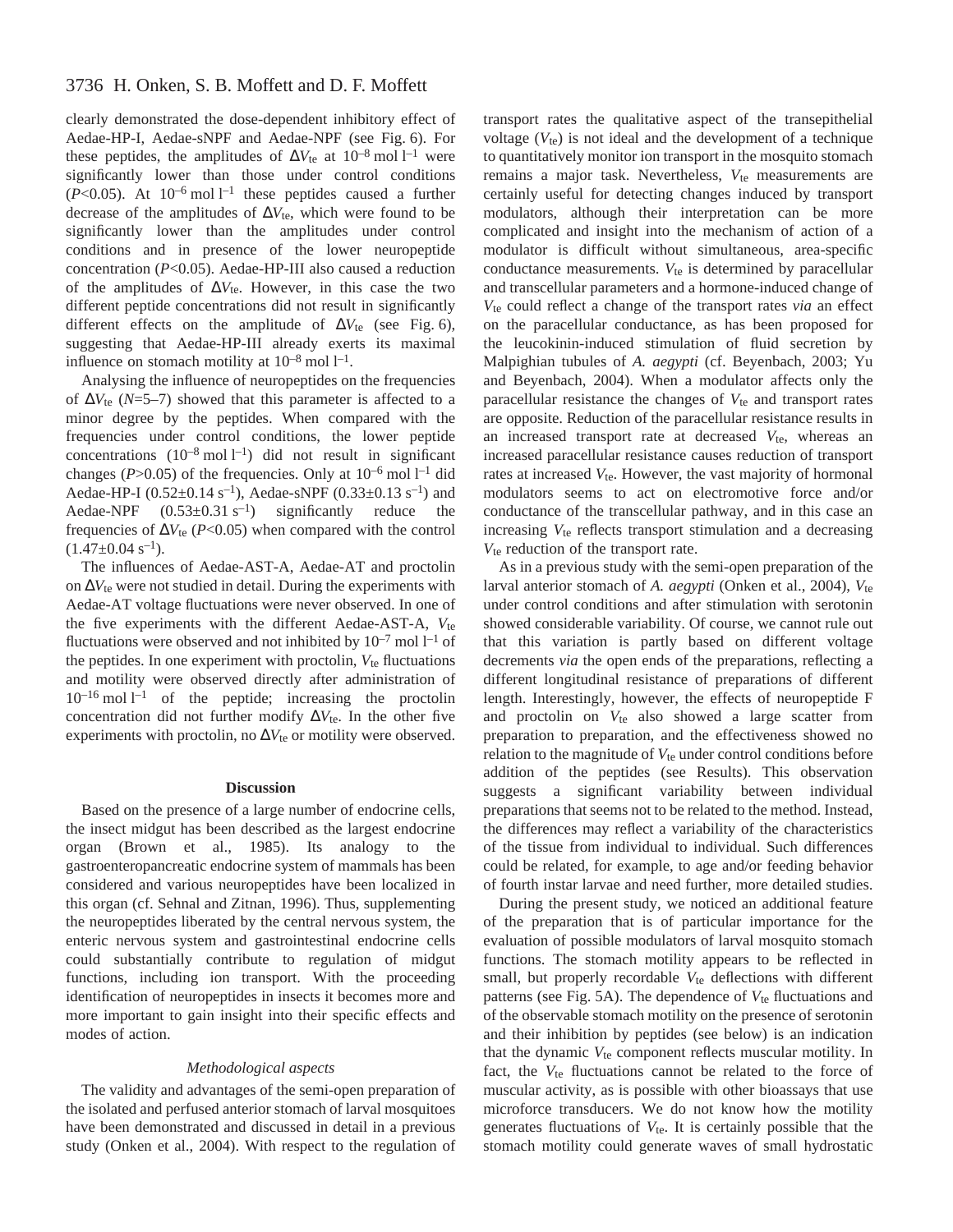clearly demonstrated the dose-dependent inhibitory effect of Aedae-HP-I, Aedae-sNPF and Aedae-NPF (see Fig. 6). For these peptides, the amplitudes of $\Delta V_{te}$ at $10^{-8}$ mol l$^{-1}$ were significantly lower than those under control conditions ($P$<0.05). At $10^{-6}$ mol l$^{-1}$ these peptides caused a further decrease of the amplitudes of $\Delta V_{te}$, which were found to be significantly lower than the amplitudes under control conditions and in presence of the lower neuropeptide concentration ($P$<0.05). Aedae-HP-III also caused a reduction of the amplitudes of $\Delta V_{te}$. However, in this case the two different peptide concentrations did not result in significantly different effects on the amplitude of $\Delta V_{te}$ (see Fig. 6), suggesting that Aedae-HP-III already exerts its maximal influence on stomach motility at $10^{-8}$ mol l$^{-1}$.

Analysing the influence of neuropeptides on the frequencies of $\Delta V_{te}$ ($N$=5–7) showed that this parameter is affected to a minor degree by the peptides. When compared with the frequencies under control conditions, the lower peptide concentrations ($10^{-8}$ mol l$^{-1}$) did not result in significant changes ($P$>0.05) of the frequencies. Only at $10^{-6}$ mol l$^{-1}$ did Aedae-HP-I (0.52±0.14 s$^{-1}$), Aedae-sNPF (0.33±0.13 s$^{-1}$) and Aedae-NPF (0.53±0.31 s$^{-1}$) significantly reduce the frequencies of $\Delta V_{te}$ ($P$<0.05) when compared with the control (1.47±0.04 s$^{-1}$).

The influences of Aedae-AST-A, Aedae-AT and proctolin on $\Delta V_{te}$ were not studied in detail. During the experiments with Aedae-AT voltage fluctuations were never observed. In one of the five experiments with the different Aedae-AST-A, $V_{te}$ fluctuations were observed and not inhibited by $10^{-7}$ mol l$^{-1}$ of the peptides. In one experiment with proctolin, $V_{te}$ fluctuations and motility were observed directly after administration of $10^{-16}$ mol l$^{-1}$ of the peptide; increasing the proctolin concentration did not further modify $\Delta V_{te}$. In the other five experiments with proctolin, no $\Delta V_{te}$ or motility were observed.

## Discussion

Based on the presence of a large number of endocrine cells, the insect midgut has been described as the largest endocrine organ (Brown et al., 1985). Its analogy to the gastroenteropancreatic endocrine system of mammals has been considered and various neuropeptides have been localized in this organ (cf. Sehnal and Zitnan, 1996). Thus, supplementing the neuropeptides liberated by the central nervous system, the enteric nervous system and gastrointestinal endocrine cells could substantially contribute to regulation of midgut functions, including ion transport. With the proceeding identification of neuropeptides in insects it becomes more and more important to gain insight into their specific effects and modes of action.

### *Methodological aspects*

The validity and advantages of the semi-open preparation of the isolated and perfused anterior stomach of larval mosquitoes have been demonstrated and discussed in detail in a previous study (Onken et al., 2004). With respect to the regulation of transport rates the qualitative aspect of the transepithelial voltage ($V_{te}$) is not ideal and the development of a technique to quantitatively monitor ion transport in the mosquito stomach remains a major task. Nevertheless, $V_{te}$ measurements are certainly useful for detecting changes induced by transport modulators, although their interpretation can be more complicated and insight into the mechanism of action of a modulator is difficult without simultaneous, area-specific conductance measurements. $V_{te}$ is determined by paracellular and transcellular parameters and a hormone-induced change of $V_{te}$ could reflect a change of the transport rates *via* an effect on the paracellular conductance, as has been proposed for the leucokinin-induced stimulation of fluid secretion by Malpighian tubules of *A. aegypti* (cf. Beyenbach, 2003; Yu and Beyenbach, 2004). When a modulator affects only the paracellular resistance the changes of $V_{te}$ and transport rates are opposite. Reduction of the paracellular resistance results in an increased transport rate at decreased $V_{te}$, whereas an increased paracellular resistance causes reduction of transport rates at increased $V_{te}$. However, the vast majority of hormonal modulators seems to act on electromotive force and/or conductance of the transcellular pathway, and in this case an increasing $V_{te}$ reflects transport stimulation and a decreasing $V_{te}$ reduction of the transport rate.

As in a previous study with the semi-open preparation of the larval anterior stomach of *A. aegypti* (Onken et al., 2004), $V_{te}$ under control conditions and after stimulation with serotonin showed considerable variability. Of course, we cannot rule out that this variation is partly based on different voltage decrements *via* the open ends of the preparations, reflecting a different longitudinal resistance of preparations of different length. Interestingly, however, the effects of neuropeptide F and proctolin on $V_{te}$ also showed a large scatter from preparation to preparation, and the effectiveness showed no relation to the magnitude of $V_{te}$ under control conditions before addition of the peptides (see Results). This observation suggests a significant variability between individual preparations that seems not to be related to the method. Instead, the differences may reflect a variability of the characteristics of the tissue from individual to individual. Such differences could be related, for example, to age and/or feeding behavior of fourth instar larvae and need further, more detailed studies.

During the present study, we noticed an additional feature of the preparation that is of particular importance for the evaluation of possible modulators of larval mosquito stomach functions. The stomach motility appears to be reflected in small, but properly recordable $V_{te}$ deflections with different patterns (see Fig. 5A). The dependence of $V_{te}$ fluctuations and of the observable stomach motility on the presence of serotonin and their inhibition by peptides (see below) is an indication that the dynamic $V_{te}$ component reflects muscular motility. In fact, the $V_{te}$ fluctuations cannot be related to the force of muscular activity, as is possible with other bioassays that use microforce transducers. We do not know how the motility generates fluctuations of $V_{te}$. It is certainly possible that the stomach motility could generate waves of small hydrostatic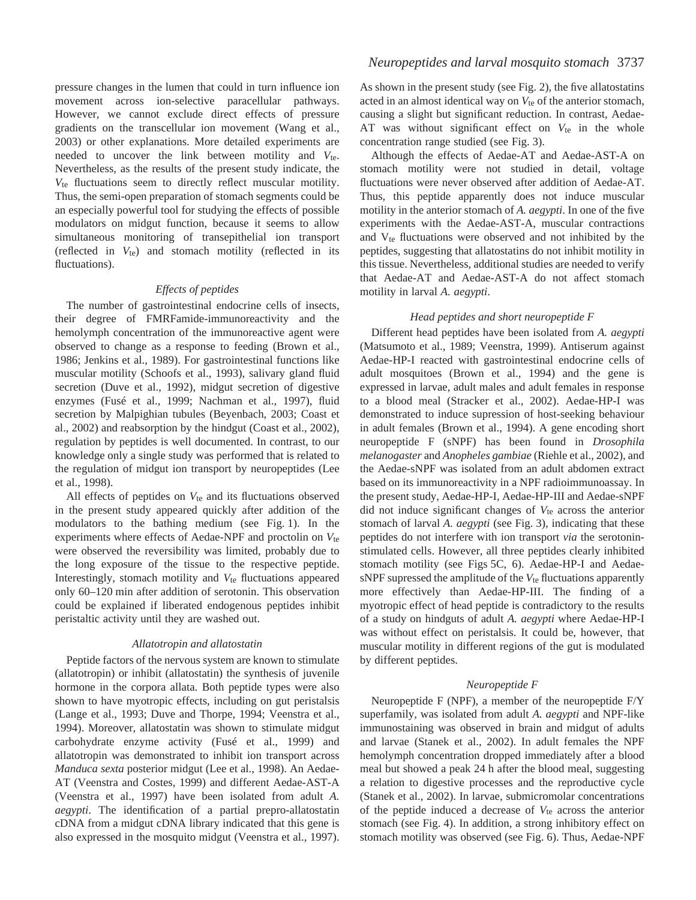pressure changes in the lumen that could in turn influence ion movement across ion-selective paracellular pathways. However, we cannot exclude direct effects of pressure gradients on the transcellular ion movement (Wang et al., 2003) or other explanations. More detailed experiments are needed to uncover the link between motility and $V_{te}$. Nevertheless, as the results of the present study indicate, the $V_{te}$ fluctuations seem to directly reflect muscular motility. Thus, the semi-open preparation of stomach segments could be an especially powerful tool for studying the effects of possible modulators on midgut function, because it seems to allow simultaneous monitoring of transepithelial ion transport (reflected in $V_{te}$) and stomach motility (reflected in its fluctuations).

### *Effects of peptides*

The number of gastrointestinal endocrine cells of insects, their degree of FMRFamide-immunoreactivity and the hemolymph concentration of the immunoreactive agent were observed to change as a response to feeding (Brown et al., 1986; Jenkins et al., 1989). For gastrointestinal functions like muscular motility (Schoofs et al., 1993), salivary gland fluid secretion (Duve et al., 1992), midgut secretion of digestive enzymes (Fusé et al., 1999; Nachman et al., 1997), fluid secretion by Malpighian tubules (Beyenbach, 2003; Coast et al., 2002) and reabsorption by the hindgut (Coast et al., 2002), regulation by peptides is well documented. In contrast, to our knowledge only a single study was performed that is related to the regulation of midgut ion transport by neuropeptides (Lee et al., 1998).

All effects of peptides on $V_{te}$ and its fluctuations observed in the present study appeared quickly after addition of the modulators to the bathing medium (see Fig. 1). In the experiments where effects of Aedae-NPF and proctolin on $V_{te}$ were observed the reversibility was limited, probably due to the long exposure of the tissue to the respective peptide. Interestingly, stomach motility and $V_{te}$ fluctuations appeared only 60–120 min after addition of serotonin. This observation could be explained if liberated endogenous peptides inhibit peristaltic activity until they are washed out.

### *Allatotropin and allatostatin*

Peptide factors of the nervous system are known to stimulate (allatotropin) or inhibit (allatostatin) the synthesis of juvenile hormone in the corpora allata. Both peptide types were also shown to have myotropic effects, including on gut peristalsis (Lange et al., 1993; Duve and Thorpe, 1994; Veenstra et al., 1994). Moreover, allatostatin was shown to stimulate midgut carbohydrate enzyme activity (Fusé et al., 1999) and allatotropin was demonstrated to inhibit ion transport across *Manduca sexta* posterior midgut (Lee et al., 1998). An Aedae-AT (Veenstra and Costes, 1999) and different Aedae-AST-A (Veenstra et al., 1997) have been isolated from adult *A. aegypti*. The identification of a partial prepro-allatostatin cDNA from a midgut cDNA library indicated that this gene is also expressed in the mosquito midgut (Veenstra et al., 1997). As shown in the present study (see Fig. 2), the five allatostatins acted in an almost identical way on $V_{te}$ of the anterior stomach, causing a slight but significant reduction. In contrast, Aedae-AT was without significant effect on $V_{te}$ in the whole concentration range studied (see Fig. 3).

Although the effects of Aedae-AT and Aedae-AST-A on stomach motility were not studied in detail, voltage fluctuations were never observed after addition of Aedae-AT. Thus, this peptide apparently does not induce muscular motility in the anterior stomach of *A. aegypti*. In one of the five experiments with the Aedae-AST-A, muscular contractions and $V_{te}$ fluctuations were observed and not inhibited by the peptides, suggesting that allatostatins do not inhibit motility in this tissue. Nevertheless, additional studies are needed to verify that Aedae-AT and Aedae-AST-A do not affect stomach motility in larval *A. aegypti*.

### *Head peptides and short neuropeptide F*

Different head peptides have been isolated from *A. aegypti* (Matsumoto et al., 1989; Veenstra, 1999). Antiserum against Aedae-HP-I reacted with gastrointestinal endocrine cells of adult mosquitoes (Brown et al., 1994) and the gene is expressed in larvae, adult males and adult females in response to a blood meal (Stracker et al., 2002). Aedae-HP-I was demonstrated to induce supression of host-seeking behaviour in adult females (Brown et al., 1994). A gene encoding short neuropeptide F (sNPF) has been found in *Drosophila melanogaster* and *Anopheles gambiae* (Riehle et al., 2002), and the Aedae-sNPF was isolated from an adult abdomen extract based on its immunoreactivity in a NPF radioimmunoassay. In the present study, Aedae-HP-I, Aedae-HP-III and Aedae-sNPF did not induce significant changes of $V_{te}$ across the anterior stomach of larval *A. aegypti* (see Fig. 3), indicating that these peptides do not interfere with ion transport *via* the serotonin-stimulated cells. However, all three peptides clearly inhibited stomach motility (see Figs 5C, 6). Aedae-HP-I and Aedae-sNPF supressed the amplitude of the $V_{te}$ fluctuations apparently more effectively than Aedae-HP-III. The finding of a myotropic effect of head peptide is contradictory to the results of a study on hindguts of adult *A. aegypti* where Aedae-HP-I was without effect on peristalsis. It could be, however, that muscular motility in different regions of the gut is modulated by different peptides.

### *Neuropeptide F*

Neuropeptide F (NPF), a member of the neuropeptide F/Y superfamily, was isolated from adult *A. aegypti* and NPF-like immunostaining was observed in brain and midgut of adults and larvae (Stanek et al., 2002). In adult females the NPF hemolymph concentration dropped immediately after a blood meal but showed a peak 24 h after the blood meal, suggesting a relation to digestive processes and the reproductive cycle (Stanek et al., 2002). In larvae, submicromolar concentrations of the peptide induced a decrease of $V_{te}$ across the anterior stomach (see Fig. 4). In addition, a strong inhibitory effect on stomach motility was observed (see Fig. 6). Thus, Aedae-NPF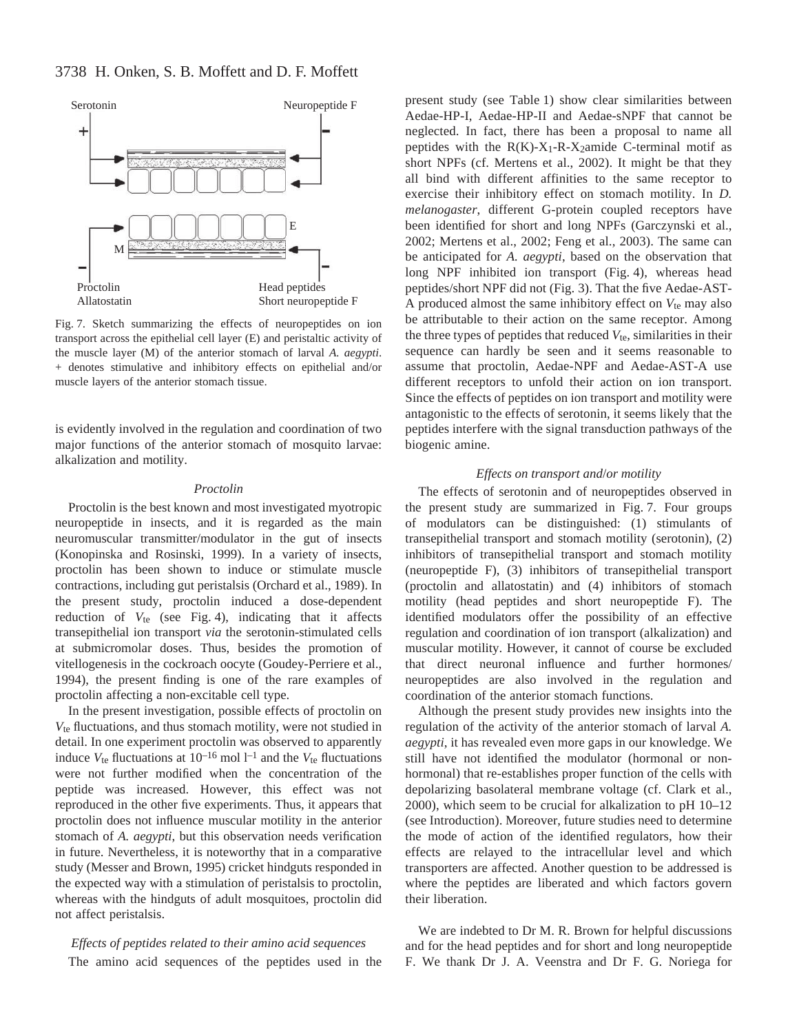Serotonin

Neuropeptide F

Proctolin
Allatostatin

Head peptides
Short neuropeptide F

Fig. 7. Sketch summarizing the effects of neuropeptides on ion transport across the epithelial cell layer (E) and peristaltic activity of the muscle layer (M) of the anterior stomach of larval *A. aegypti*. + denotes stimulative and inhibitory effects on epithelial and/or muscle layers of the anterior stomach tissue.

is evidently involved in the regulation and coordination of two major functions of the anterior stomach of mosquito larvae: alkalization and motility.

### *Proctolin*

Proctolin is the best known and most investigated myotropic neuropeptide in insects, and it is regarded as the main neuromuscular transmitter/modulator in the gut of insects (Konopinska and Rosinski, 1999). In a variety of insects, proctolin has been shown to induce or stimulate muscle contractions, including gut peristalsis (Orchard et al., 1989). In the present study, proctolin induced a dose-dependent reduction of $V_{te}$ (see Fig. 4), indicating that it affects transepithelial ion transport *via* the serotonin-stimulated cells at submicromolar doses. Thus, besides the promotion of vitellogenesis in the cockroach oocyte (Goudey-Perriere et al., 1994), the present finding is one of the rare examples of proctolin affecting a non-excitable cell type.

In the present investigation, possible effects of proctolin on $V_{te}$ fluctuations, and thus stomach motility, were not studied in detail. In one experiment proctolin was observed to apparently induce $V_{te}$ fluctuations at $10^{-16}$ mol $l^{-1}$ and the $V_{te}$ fluctuations were not further modified when the concentration of the peptide was increased. However, this effect was not reproduced in the other five experiments. Thus, it appears that proctolin does not influence muscular motility in the anterior stomach of *A. aegypti*, but this observation needs verification in future. Nevertheless, it is noteworthy that in a comparative study (Messer and Brown, 1995) cricket hindguts responded in the expected way with a stimulation of peristalsis to proctolin, whereas with the hindguts of adult mosquitoes, proctolin did not affect peristalsis.

### *Effects of peptides related to their amino acid sequences*

The amino acid sequences of the peptides used in the present study (see Table 1) show clear similarities between Aedae-HP-I, Aedae-HP-II and Aedae-sNPF that cannot be neglected. In fact, there has been a proposal to name all peptides with the R(K)-$X_1$-R-$X_2$amide C-terminal motif as short NPFs (cf. Mertens et al., 2002). It might be that they all bind with different affinities to the same receptor to exercise their inhibitory effect on stomach motility. In *D. melanogaster*, different G-protein coupled receptors have been identified for short and long NPFs (Garczynski et al., 2002; Mertens et al., 2002; Feng et al., 2003). The same can be anticipated for *A. aegypti*, based on the observation that long NPF inhibited ion transport (Fig. 4), whereas head peptides/short NPF did not (Fig. 3). That the five Aedae-AST-A produced almost the same inhibitory effect on $V_{te}$ may also be attributable to their action on the same receptor. Among the three types of peptides that reduced $V_{te}$, similarities in their sequence can hardly be seen and it seems reasonable to assume that proctolin, Aedae-NPF and Aedae-AST-A use different receptors to unfold their action on ion transport. Since the effects of peptides on ion transport and motility were antagonistic to the effects of serotonin, it seems likely that the peptides interfere with the signal transduction pathways of the biogenic amine.

### *Effects on transport and/or motility*

The effects of serotonin and of neuropeptides observed in the present study are summarized in Fig. 7. Four groups of modulators can be distinguished: (1) stimulants of transepithelial transport and stomach motility (serotonin), (2) inhibitors of transepithelial transport and stomach motility (neuropeptide F), (3) inhibitors of transepithelial transport (proctolin and allatostatin) and (4) inhibitors of stomach motility (head peptides and short neuropeptide F). The identified modulators offer the possibility of an effective regulation and coordination of ion transport (alkalization) and muscular motility. However, it cannot of course be excluded that direct neuronal influence and further hormones/neuropeptides are also involved in the regulation and coordination of the anterior stomach functions.

Although the present study provides new insights into the regulation of the activity of the anterior stomach of larval *A. aegypti*, it has revealed even more gaps in our knowledge. We still have not identified the modulator (hormonal or non-hormonal) that re-establishes proper function of the cells with depolarizing basolateral membrane voltage (cf. Clark et al., 2000), which seem to be crucial for alkalization to pH 10–12 (see Introduction). Moreover, future studies need to determine the mode of action of the identified regulators, how their effects are relayed to the intracellular level and which transporters are affected. Another question to be addressed is where the peptides are liberated and which factors govern their liberation.

We are indebted to Dr M. R. Brown for helpful discussions and for the head peptides and for short and long neuropeptide F. We thank Dr J. A. Veenstra and Dr F. G. Noriega for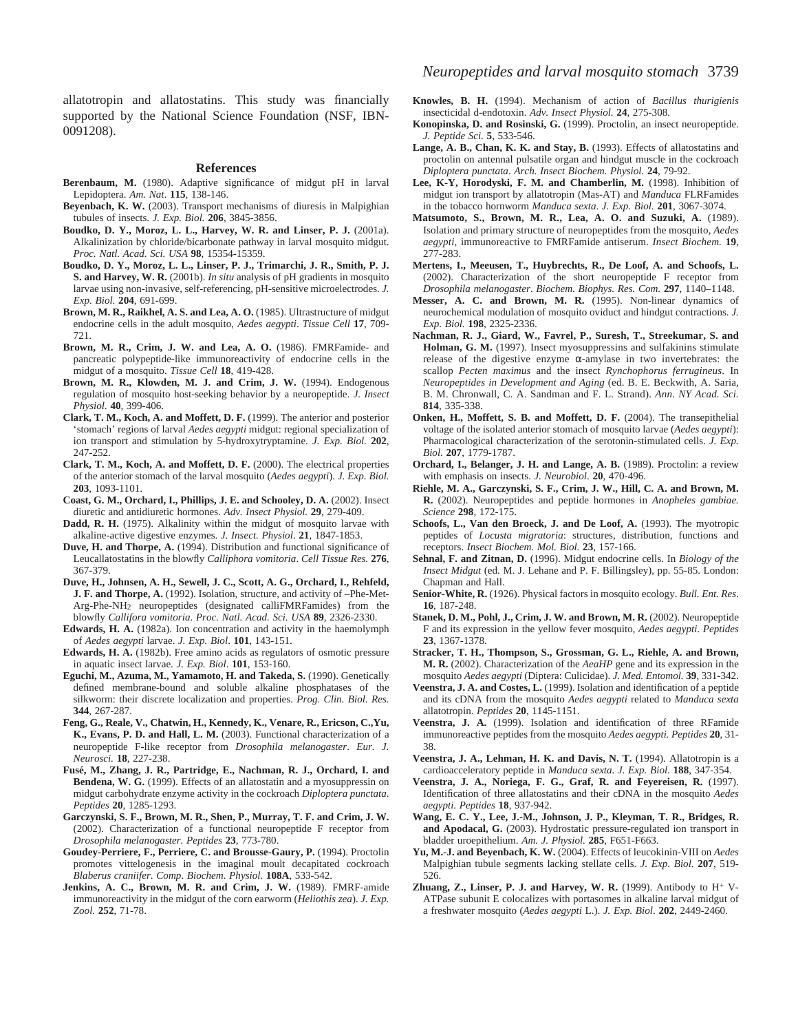allatotropin and allatostatins. This study was financially supported by the National Science Foundation (NSF, IBN-0091208).

## References

**Berenbaum, M.** (1980). Adaptive significance of midgut pH in larval Lepidoptera. *Am. Nat*. **115**, 138-146.

**Beyenbach, K. W.** (2003). Transport mechanisms of diuresis in Malpighian tubules of insects. *J. Exp. Biol.* **206**, 3845-3856.

**Boudko, D. Y., Moroz, L. L., Harvey, W. R. and Linser, P. J.** (2001a). Alkalinization by chloride/bicarbonate pathway in larval mosquito midgut. *Proc. Natl. Acad. Sci. USA* **98**, 15354-15359.

**Boudko, D. Y., Moroz, L. L., Linser, P. J., Trimarchi, J. R., Smith, P. J. S. and Harvey, W. R.** (2001b). *In situ* analysis of pH gradients in mosquito larvae using non-invasive, self-referencing, pH-sensitive microelectrodes. *J. Exp. Biol.* **204**, 691-699.

**Brown, M. R., Raikhel, A. S. and Lea, A. O.** (1985). Ultrastructure of midgut endocrine cells in the adult mosquito, *Aedes aegypti*. *Tissue Cell* **17**, 709-721.

**Brown, M. R., Crim, J. W. and Lea, A. O.** (1986). FMRFamide- and pancreatic polypeptide-like immunoreactivity of endocrine cells in the midgut of a mosquito. *Tissue Cell* **18**, 419-428.

**Brown, M. R., Klowden, M. J. and Crim, J. W.** (1994). Endogenous regulation of mosquito host-seeking behavior by a neuropeptide. *J. Insect Physiol.* **40**, 399-406.

**Clark, T. M., Koch, A. and Moffett, D. F.** (1999). The anterior and posterior 'stomach' regions of larval *Aedes aegypti* midgut: regional specialization of ion transport and stimulation by 5-hydroxytryptamine. *J. Exp. Biol.* **202**, 247-252.

**Clark, T. M., Koch, A. and Moffett, D. F.** (2000). The electrical properties of the anterior stomach of the larval mosquito (*Aedes aegypti*). *J. Exp. Biol.* **203**, 1093-1101.

**Coast, G. M., Orchard, I., Phillips, J. E. and Schooley, D. A.** (2002). Insect diuretic and antidiuretic hormones. *Adv. Insect Physiol.* **29**, 279-409.

**Dadd, R. H.** (1975). Alkalinity within the midgut of mosquito larvae with alkaline-active digestive enzymes. *J. Insect. Physiol*. **21**, 1847-1853.

**Duve, H. and Thorpe, A.** (1994). Distribution and functional significance of Leucallatostatins in the blowfly *Calliphora vomitoria*. *Cell Tissue Res.* **276**, 367-379.

**Duve, H., Johnsen, A. H., Sewell, J. C., Scott, A. G., Orchard, I., Rehfeld, J. F. and Thorpe, A.** (1992). Isolation, structure, and activity of –Phe-Met-Arg-Phe-$NH_2$ neuropeptides (designated calliFMRFamides) from the blowfly *Callifora vomitoria*. *Proc. Natl. Acad. Sci. USA* **89**, 2326-2330.

**Edwards, H. A.** (1982a). Ion concentration and activity in the haemolymph of *Aedes aegypti* larvae. *J. Exp. Biol*. **101**, 143-151.

**Edwards, H. A.** (1982b). Free amino acids as regulators of osmotic pressure in aquatic insect larvae. *J. Exp. Biol*. **101**, 153-160.

**Eguchi, M., Azuma, M., Yamamoto, H. and Takeda, S.** (1990). Genetically defined membrane-bound and soluble alkaline phosphatases of the silkworm: their discrete localization and properties. *Prog. Clin. Biol. Res.* **344**, 267-287.

**Feng, G., Reale, V., Chatwin, H., Kennedy, K., Venare, R., Ericson, C.,Yu, K., Evans, P. D. and Hall, L. M.** (2003). Functional characterization of a neuropeptide F-like receptor from *Drosophila melanogaster*. *Eur. J. Neurosci.* **18**, 227-238.

**Fusé, M., Zhang, J. R., Partridge, E., Nachman, R. J., Orchard, I. and Bendena, W. G.** (1999). Effects of an allatostatin and a myosuppressin on midgut carbohydrate enzyme activity in the cockroach *Diploptera punctata*. *Peptides* **20**, 1285-1293.

**Garczynski, S. F., Brown, M. R., Shen, P., Murray, T. F. and Crim, J. W.** (2002). Characterization of a functional neuropeptide F receptor from *Drosophila melanogaster*. *Peptides* **23**, 773-780.

**Goudey-Perriere, F., Perriere, C. and Brousse-Gaury, P.** (1994). Proctolin promotes vittelogenesis in the imaginal moult decapitated cockroach *Blaberus craniifer*. *Comp. Biochem. Physiol.* **108A**, 533-542.

**Jenkins, A. C., Brown, M. R. and Crim, J. W.** (1989). FMRF-amide immunoreactivity in the midgut of the corn earworm (*Heliothis zea*). *J. Exp. Zool.* **252**, 71-78.

**Knowles, B. H.** (1994). Mechanism of action of *Bacillus thurigienis* insecticidal d-endotoxin. *Adv. Insect Physiol.* **24**, 275-308.

**Konopinska, D. and Rosinski, G.** (1999). Proctolin, an insect neuropeptide. *J. Peptide Sci*. **5**, 533-546.

**Lange, A. B., Chan, K. K. and Stay, B.** (1993). Effects of allatostatins and proctolin on antennal pulsatile organ and hindgut muscle in the cockroach *Diploptera punctata*. *Arch. Insect Biochem. Physiol.* **24**, 79-92.

**Lee, K-Y, Horodyski, F. M. and Chamberlin, M.** (1998). Inhibition of midgut ion transport by allatotropin (Mas-AT) and *Manduca* FLRFamides in the tobacco hornworm *Manduca sexta*. *J. Exp. Biol.* **201**, 3067-3074.

**Matsumoto, S., Brown, M. R., Lea, A. O. and Suzuki, A.** (1989). Isolation and primary structure of neuropeptides from the mosquito, *Aedes aegypti*, immunoreactive to FMRFamide antiserum. *Insect Biochem.* **19**, 277-283.

**Mertens, I., Meeusen, T., Huybrechts, R., De Loof, A. and Schoofs, L.** (2002). Characterization of the short neuropeptide F receptor from *Drosophila melanogaster*. *Biochem. Biophys. Res. Com.* **297**, 1140–1148.

**Messer, A. C. and Brown, M. R.** (1995). Non-linear dynamics of neurochemical modulation of mosquito oviduct and hindgut contractions. *J. Exp. Biol.* **198**, 2325-2336.

**Nachman, R. J., Giard, W., Favrel, P., Suresh, T., Streekumar, S. and Holman, G. M.** (1997). Insect myosuppressins and sulfakinins stimulate release of the digestive enzyme α-amylase in two invertebrates: the scallop *Pecten maximus* and the insect *Rynchophorus ferrugineus*. In *Neuropeptides in Development and Aging* (ed. B. E. Beckwith, A. Saria, B. M. Chronwall, C. A. Sandman and F. L. Strand). *Ann. NY Acad. Sci.* **814**, 335-338.

**Onken, H., Moffett, S. B. and Moffett, D. F.** (2004). The transepithelial voltage of the isolated anterior stomach of mosquito larvae (*Aedes aegypti*): Pharmacological characterization of the serotonin-stimulated cells. *J. Exp. Biol.* **207**, 1779-1787.

**Orchard, I., Belanger, J. H. and Lange, A. B.** (1989). Proctolin: a review with emphasis on insects. *J. Neurobiol*. **20**, 470-496.

**Riehle, M. A., Garczynski, S. F., Crim, J. W., Hill, C. A. and Brown, M. R.** (2002). Neuropeptides and peptide hormones in *Anopheles gambiae. Science* **298**, 172-175.

**Schoofs, L., Van den Broeck, J. and De Loof, A.** (1993). The myotropic peptides of *Locusta migratoria*: structures, distribution, functions and receptors. *Insect Biochem. Mol. Biol.* **23**, 157-166.

**Sehnal, F. and Zitnan, D.** (1996). Midgut endocrine cells. In *Biology of the Insect Midgut* (ed. M. J. Lehane and P. F. Billingsley), pp. 55-85. London: Chapman and Hall.

**Senior-White, R.** (1926). Physical factors in mosquito ecology. *Bull. Ent. Res*. **16**, 187-248.

**Stanek, D. M., Pohl, J., Crim, J. W. and Brown, M. R.** (2002). Neuropeptide F and its expression in the yellow fever mosquito, *Aedes aegypti. Peptides* **23**, 1367-1378.

**Stracker, T. H., Thompson, S., Grossman, G. L., Riehle, A. and Brown, M. R.** (2002). Characterization of the *AeaHP* gene and its expression in the mosquito *Aedes aegypti* (Diptera: Culicidae). *J. Med. Entomol.* **39**, 331-342.

**Veenstra, J. A. and Costes, L.** (1999). Isolation and identification of a peptide and its cDNA from the mosquito *Aedes aegypti* related to *Manduca sexta* allatotropin. *Peptides* **20**, 1145-1151.

**Veenstra, J. A.** (1999). Isolation and identification of three RFamide immunoreactive peptides from the mosquito *Aedes aegypti. Peptides* **20**, 31-38.

**Veenstra, J. A., Lehman, H. K. and Davis, N. T.** (1994). Allatotropin is a cardioacceleratory peptide in *Manduca sexta*. *J. Exp. Biol.* **188**, 347-354.

**Veenstra, J. A., Noriega, F. G., Graf, R. and Feyereisen, R.** (1997). Identification of three allatostatins and their cDNA in the mosquito *Aedes aegypti. Peptides* **18**, 937-942.

**Wang, E. C. Y., Lee, J.-M., Johnson, J. P., Kleyman, T. R., Bridges, R. and Apodacal, G.** (2003). Hydrostatic pressure-regulated ion transport in bladder uroepithelium. *Am. J. Physiol.* **285**, F651-F663.

**Yu, M.-J. and Beyenbach, K. W.** (2004). Effects of leucokinin-VIII on *Aedes* Malpighian tubule segments lacking stellate cells. *J. Exp. Biol.* **207**, 519-526.

**Zhuang, Z., Linser, P. J. and Harvey, W. R.** (1999). Antibody to $H^+$ V-ATPase subunit E colocalizes with portasomes in alkaline larval midgut of a freshwater mosquito (*Aedes aegypti* L.). *J. Exp. Biol*. **202**, 2449-2460.